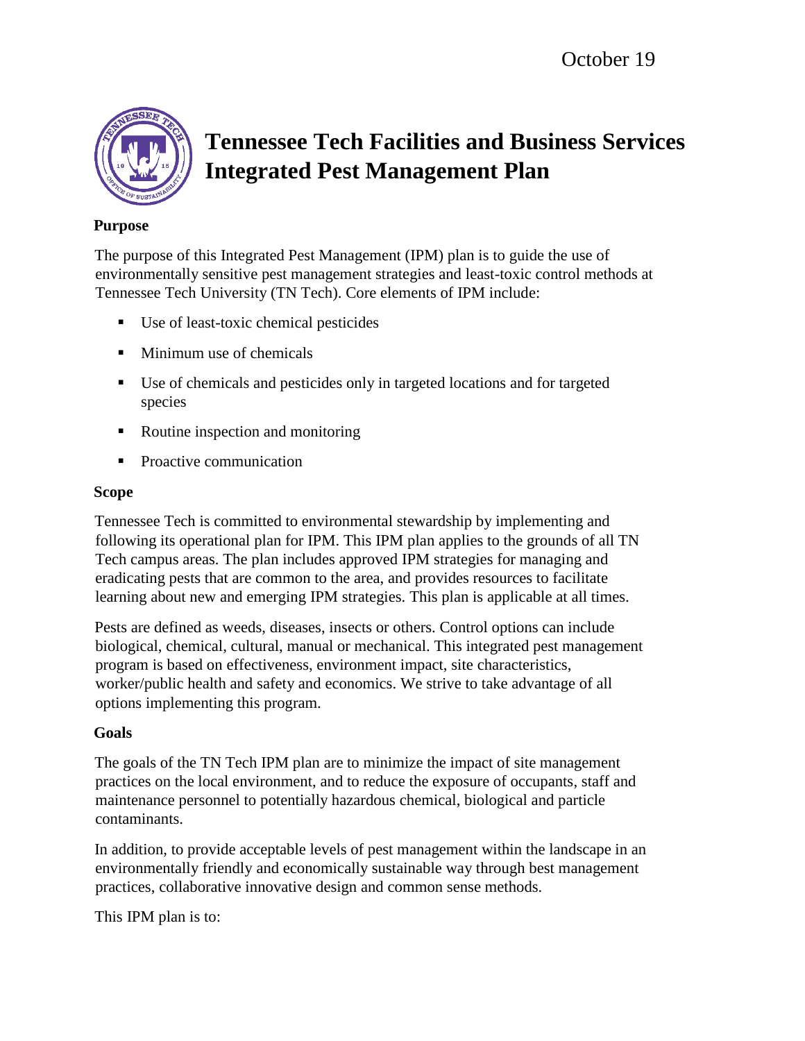October 19

# Tennessee Tech Facilities and Business Services Integrated Pest Management Plan

## Purpose

The purpose of this Integrated Pest Management (IPM) plan is to guide the use of environmentally sensitive pest management strategies and least-toxic control methods at Tennessee Tech University (TN Tech). Core elements of IPM include:

- Use of least-toxic chemical pesticides
- Minimum use of chemicals
- Use of chemicals and pesticides only in targeted locations and for targeted species
- Routine inspection and monitoring
- Proactive communication

## Scope

Tennessee Tech is committed to environmental stewardship by implementing and following its operational plan for IPM. This IPM plan applies to the grounds of all TN Tech campus areas. The plan includes approved IPM strategies for managing and eradicating pests that are common to the area, and provides resources to facilitate learning about new and emerging IPM strategies. This plan is applicable at all times.

Pests are defined as weeds, diseases, insects or others. Control options can include biological, chemical, cultural, manual or mechanical. This integrated pest management program is based on effectiveness, environment impact, site characteristics, worker/public health and safety and economics. We strive to take advantage of all options implementing this program.

## Goals

The goals of the TN Tech IPM plan are to minimize the impact of site management practices on the local environment, and to reduce the exposure of occupants, staff and maintenance personnel to potentially hazardous chemical, biological and particle contaminants.

In addition, to provide acceptable levels of pest management within the landscape in an environmentally friendly and economically sustainable way through best management practices, collaborative innovative design and common sense methods.

This IPM plan is to: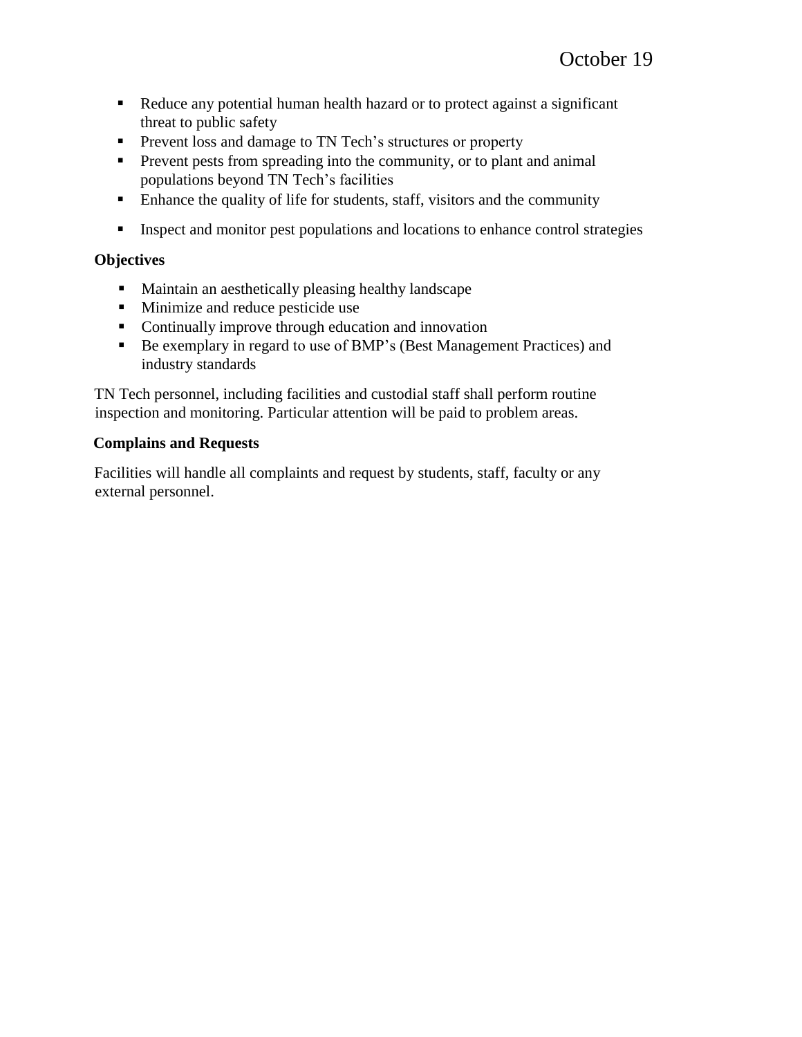- Reduce any potential human health hazard or to protect against a significant threat to public safety
- Prevent loss and damage to TN Tech's structures or property
- Prevent pests from spreading into the community, or to plant and animal populations beyond TN Tech's facilities
- Enhance the quality of life for students, staff, visitors and the community
- Inspect and monitor pest populations and locations to enhance control strategies

**Objectives**

- Maintain an aesthetically pleasing healthy landscape
- Minimize and reduce pesticide use
- Continually improve through education and innovation
- Be exemplary in regard to use of BMP's (Best Management Practices) and industry standards

TN Tech personnel, including facilities and custodial staff shall perform routine inspection and monitoring. Particular attention will be paid to problem areas.

**Complains and Requests**

Facilities will handle all complaints and request by students, staff, faculty or any external personnel.